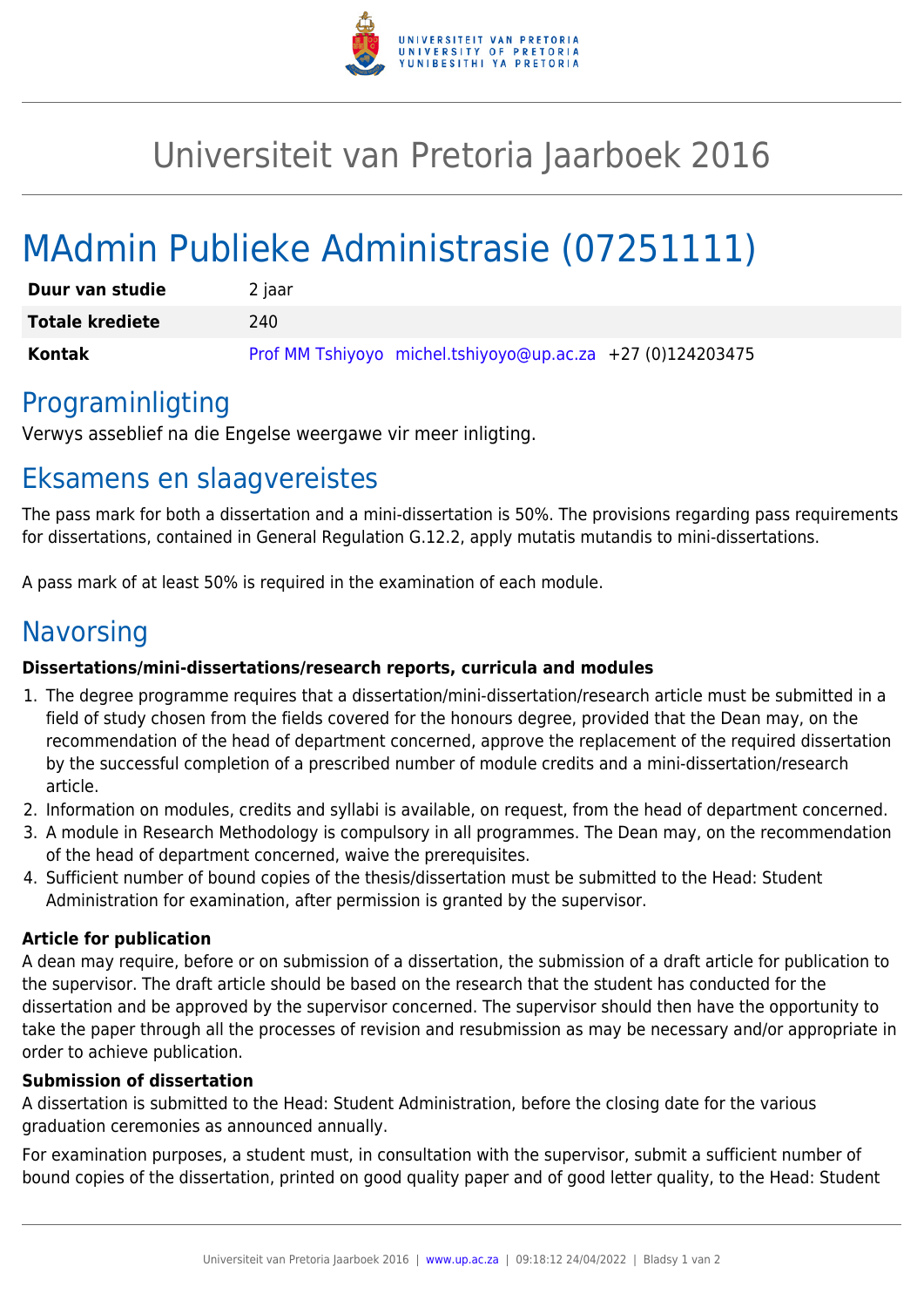# Universiteit van Pretoria Jaarboek 2016

# MAdmin Publieke Administrasie (07251111)

| | |
|---|---|
| **Duur van studie** | 2 jaar |
| **Totale krediete** | 240 |
| **Kontak** | Prof MM Tshiyoyo michel.tshiyoyo@up.ac.za +27 (0)124203475 |

## Programinligting

Verwys asseblief na die Engelse weergawe vir meer inligting.

## Eksamens en slaagvereistes

The pass mark for both a dissertation and a mini-dissertation is 50%. The provisions regarding pass requirements for dissertations, contained in General Regulation G.12.2, apply mutatis mutandis to mini-dissertations.

A pass mark of at least 50% is required in the examination of each module.

## Navorsing

**Dissertations/mini-dissertations/research reports, curricula and modules**

1. The degree programme requires that a dissertation/mini-dissertation/research article must be submitted in a field of study chosen from the fields covered for the honours degree, provided that the Dean may, on the recommendation of the head of department concerned, approve the replacement of the required dissertation by the successful completion of a prescribed number of module credits and a mini-dissertation/research article.
2. Information on modules, credits and syllabi is available, on request, from the head of department concerned.
3. A module in Research Methodology is compulsory in all programmes. The Dean may, on the recommendation of the head of department concerned, waive the prerequisites.
4. Sufficient number of bound copies of the thesis/dissertation must be submitted to the Head: Student Administration for examination, after permission is granted by the supervisor.

**Article for publication**

A dean may require, before or on submission of a dissertation, the submission of a draft article for publication to the supervisor. The draft article should be based on the research that the student has conducted for the dissertation and be approved by the supervisor concerned. The supervisor should then have the opportunity to take the paper through all the processes of revision and resubmission as may be necessary and/or appropriate in order to achieve publication.

**Submission of dissertation**

A dissertation is submitted to the Head: Student Administration, before the closing date for the various graduation ceremonies as announced annually.

For examination purposes, a student must, in consultation with the supervisor, submit a sufficient number of bound copies of the dissertation, printed on good quality paper and of good letter quality, to the Head: Student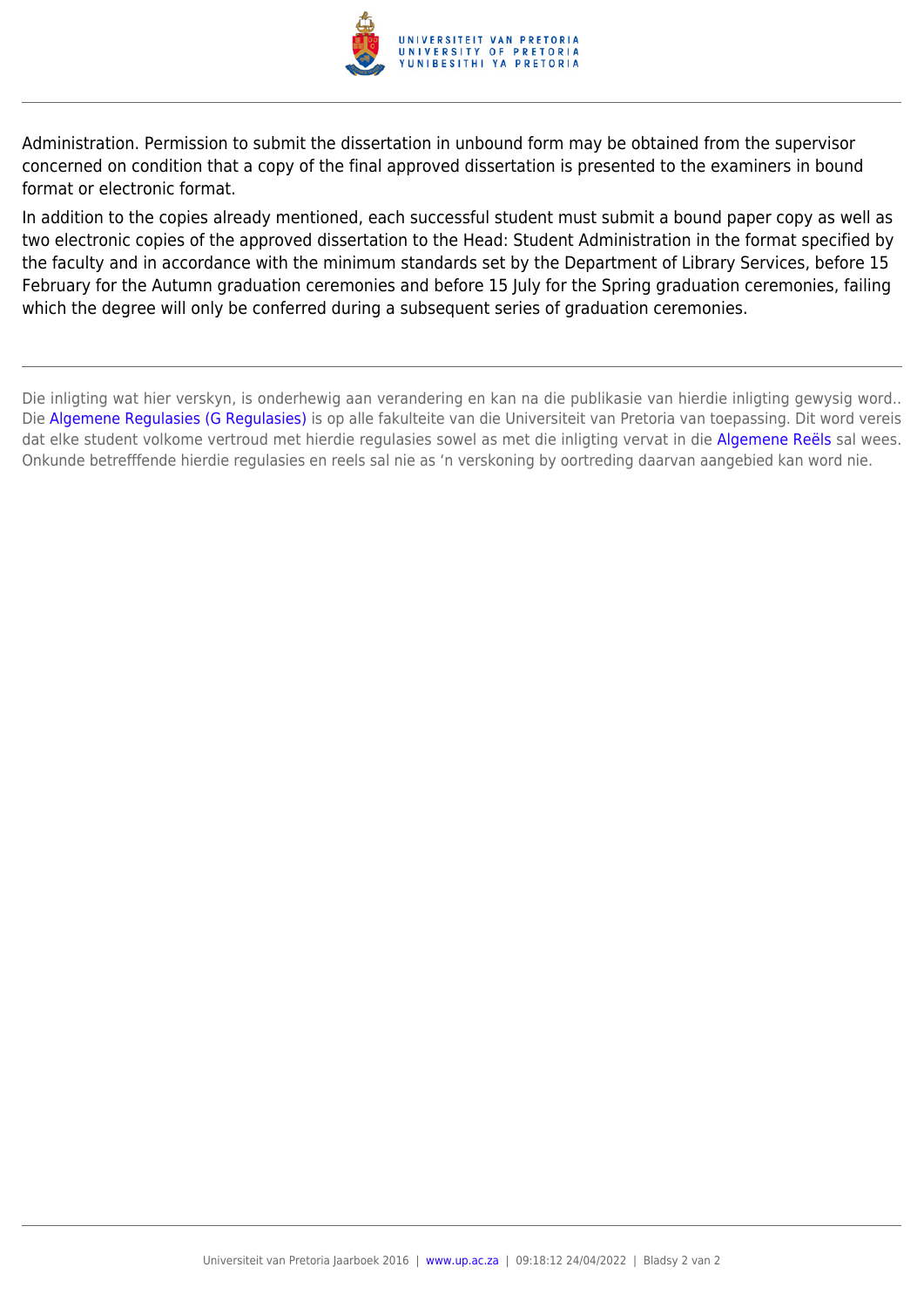Administration. Permission to submit the dissertation in unbound form may be obtained from the supervisor concerned on condition that a copy of the final approved dissertation is presented to the examiners in bound format or electronic format.

In addition to the copies already mentioned, each successful student must submit a bound paper copy as well as two electronic copies of the approved dissertation to the Head: Student Administration in the format specified by the faculty and in accordance with the minimum standards set by the Department of Library Services, before 15 February for the Autumn graduation ceremonies and before 15 July for the Spring graduation ceremonies, failing which the degree will only be conferred during a subsequent series of graduation ceremonies.

---

Die inligting wat hier verskyn, is onderhewig aan verandering en kan na die publikasie van hierdie inligting gewysig word.. Die Algemene Regulasies (G Regulasies) is op alle fakulteite van die Universiteit van Pretoria van toepassing. Dit word vereis dat elke student volkome vertroud met hierdie regulasies sowel as met die inligting vervat in die Algemene Reëls sal wees. Onkunde betrefffende hierdie regulasies en reels sal nie as 'n verskoning by oortreding daarvan aangebied kan word nie.